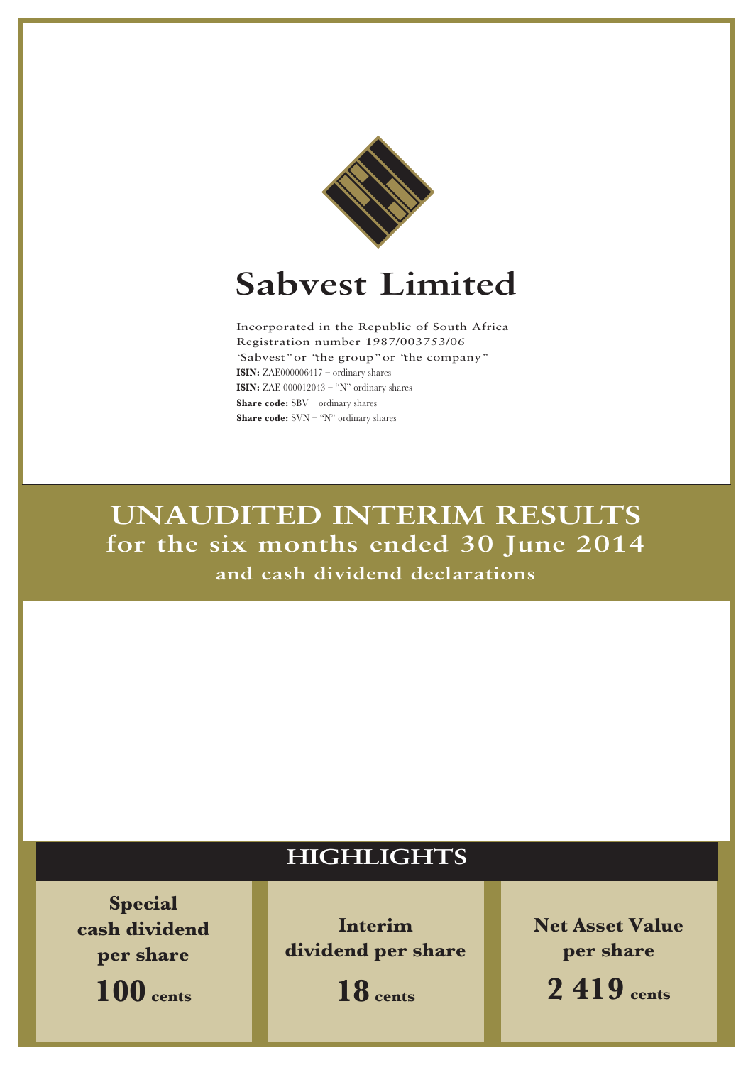# Sabvest Limited

Incorporated in the Republic of South Africa
Registration number 1987/003753/06
"Sabvest" or "the group" or "the company"
**ISIN:** ZAE000006417 – ordinary shares
**ISIN:** ZAE 000012043 – "N" ordinary shares
**Share code:** SBV – ordinary shares
**Share code:** SVN – "N" ordinary shares

# UNAUDITED INTERIM RESULTS
## for the six months ended 30 June 2014
### and cash dividend declarations

## HIGHLIGHTS

**Special cash dividend per share**
**100 cents**

**Interim dividend per share**
**18 cents**

**Net Asset Value per share**
**2 419 cents**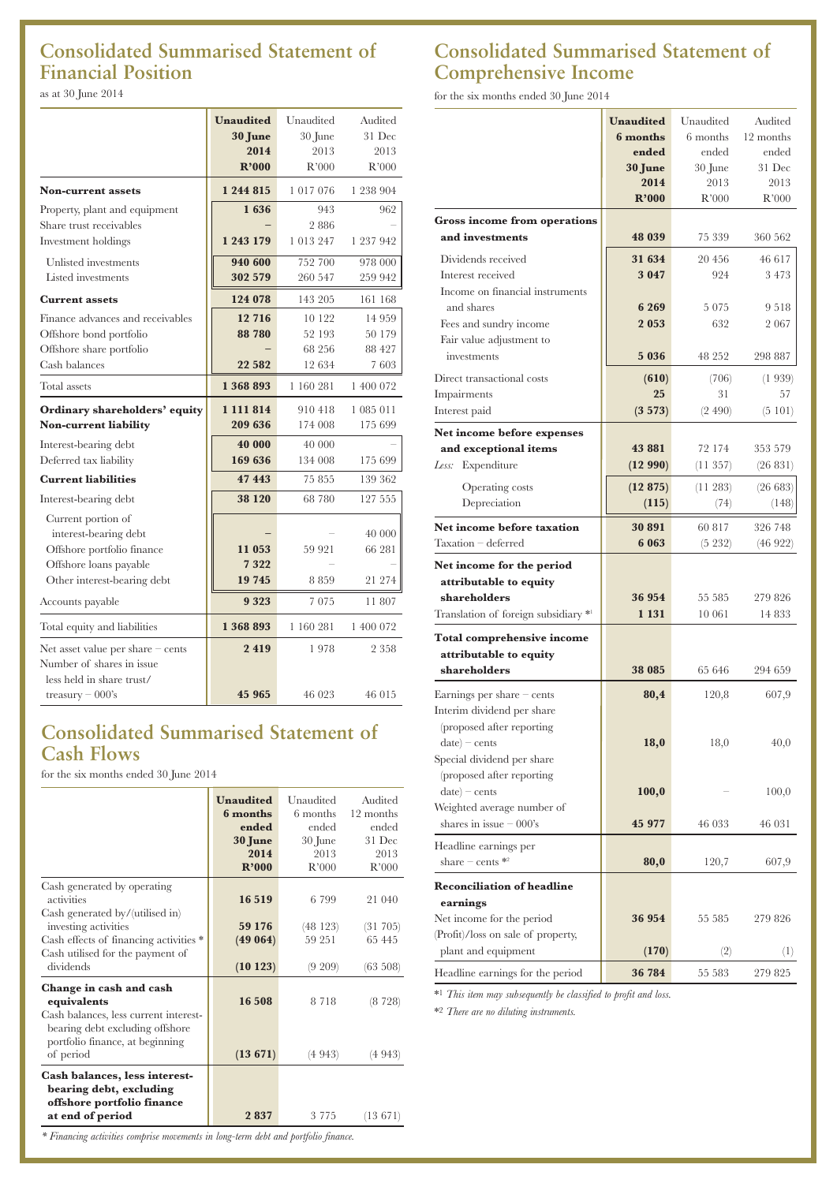## Consolidated Summarised Statement of Financial Position

as at 30 June 2014

| | **Unaudited 30 June 2014 R'000** | Unaudited 30 June 2013 R'000 | Audited 31 Dec 2013 R'000 |
|---|---|---|---|
| **Non-current assets** | **1 244 815** | 1 017 076 | 1 238 904 |
| Property, plant and equipment | **1 636** | 943 | 962 |
| Share trust receivables | **–** | 2 886 | – |
| Investment holdings | **1 243 179** | 1 013 247 | 1 237 942 |
| Unlisted investments | **940 600** | 752 700 | 978 000 |
| Listed investments | **302 579** | 260 547 | 259 942 |
| **Current assets** | **124 078** | 143 205 | 161 168 |
| Finance advances and receivables | **12 716** | 10 122 | 14 959 |
| Offshore bond portfolio | **88 780** | 52 193 | 50 179 |
| Offshore share portfolio | **–** | 68 256 | 88 427 |
| Cash balances | **22 582** | 12 634 | 7 603 |
| Total assets | **1 368 893** | 1 160 281 | 1 400 072 |
| **Ordinary shareholders' equity** | **1 111 814** | 910 418 | 1 085 011 |
| **Non-current liability** | **209 636** | 174 008 | 175 699 |
| Interest-bearing debt | **40 000** | 40 000 | – |
| Deferred tax liability | **169 636** | 134 008 | 175 699 |
| **Current liabilities** | **47 443** | 75 855 | 139 362 |
| Interest-bearing debt | **38 120** | 68 780 | 127 555 |
| Current portion of interest-bearing debt | **–** | – | 40 000 |
| Offshore portfolio finance | **11 053** | 59 921 | 66 281 |
| Offshore loans payable | **7 322** | – | – |
| Other interest-bearing debt | **19 745** | 8 859 | 21 274 |
| Accounts payable | **9 323** | 7 075 | 11 807 |
| Total equity and liabilities | **1 368 893** | 1 160 281 | 1 400 072 |
| Net asset value per share – cents | **2 419** | 1 978 | 2 358 |
| Number of shares in issue less held in share trust/treasury – 000's | **45 965** | 46 023 | 46 015 |

## Consolidated Summarised Statement of Cash Flows

for the six months ended 30 June 2014

| | **Unaudited 6 months ended 30 June 2014 R'000** | Unaudited 6 months ended 30 June 2013 R'000 | Audited 12 months ended 31 Dec 2013 R'000 |
|---|---|---|---|
| Cash generated by operating activities | **16 519** | 6 799 | 21 040 |
| Cash generated by/(utilised in) investing activities | **59 176** | (48 123) | (31 705) |
| Cash effects of financing activities * | **(49 064)** | 59 251 | 65 445 |
| Cash utilised for the payment of dividends | **(10 123)** | (9 209) | (63 508) |
| **Change in cash and cash equivalents** | **16 508** | 8 718 | (8 728) |
| Cash balances, less current interest-bearing debt excluding offshore portfolio finance, at beginning of period | **(13 671)** | (4 943) | (4 943) |
| **Cash balances, less interest-bearing debt, excluding offshore portfolio finance at end of period** | **2 837** | 3 775 | (13 671) |

*\* Financing activities comprise movements in long-term debt and portfolio finance.*

## Consolidated Summarised Statement of Comprehensive Income

for the six months ended 30 June 2014

| | **Unaudited 6 months ended 30 June 2014 R'000** | Unaudited 6 months ended 30 June 2013 R'000 | Audited 12 months ended 31 Dec 2013 R'000 |
|---|---|---|---|
| **Gross income from operations and investments** | **48 039** | 75 339 | 360 562 |
| Dividends received | **31 634** | 20 456 | 46 617 |
| Interest received | **3 047** | 924 | 3 473 |
| Income on financial instruments and shares | **6 269** | 5 075 | 9 518 |
| Fees and sundry income | **2 053** | 632 | 2 067 |
| Fair value adjustment to investments | **5 036** | 48 252 | 298 887 |
| Direct transactional costs | **(610)** | (706) | (1 939) |
| Impairments | **25** | 31 | 57 |
| Interest paid | **(3 573)** | (2 490) | (5 101) |
| **Net income before expenses and exceptional items** | **43 881** | 72 174 | 353 579 |
| *Less:* Expenditure | **(12 990)** | (11 357) | (26 831) |
| Operating costs | **(12 875)** | (11 283) | (26 683) |
| Depreciation | **(115)** | (74) | (148) |
| **Net income before taxation** | **30 891** | 60 817 | 326 748 |
| Taxation – deferred | **6 063** | (5 232) | (46 922) |
| **Net income for the period attributable to equity shareholders** | **36 954** | 55 585 | 279 826 |
| Translation of foreign subsidiary *[1] | **1 131** | 10 061 | 14 833 |
| **Total comprehensive income attributable to equity shareholders** | **38 085** | 65 646 | 294 659 |
| Earnings per share – cents | **80,4** | 120,8 | 607,9 |
| Interim dividend per share (proposed after reporting date) – cents | **18,0** | 18,0 | 40,0 |
| Special dividend per share (proposed after reporting date) – cents | **100,0** | – | 100,0 |
| Weighted average number of shares in issue – 000's | **45 977** | 46 033 | 46 031 |
| Headline earnings per share – cents *[2] | **80,0** | 120,7 | 607,9 |
| **Reconciliation of headline earnings** | | | |
| Net income for the period | **36 954** | 55 585 | 279 826 |
| (Profit)/loss on sale of property, plant and equipment | **(170)** | (2) | (1) |
| Headline earnings for the period | **36 784** | 55 583 | 279 825 |

*[1] *This item may subsequently be classified to profit and loss.*

*[2] *There are no diluting instruments.*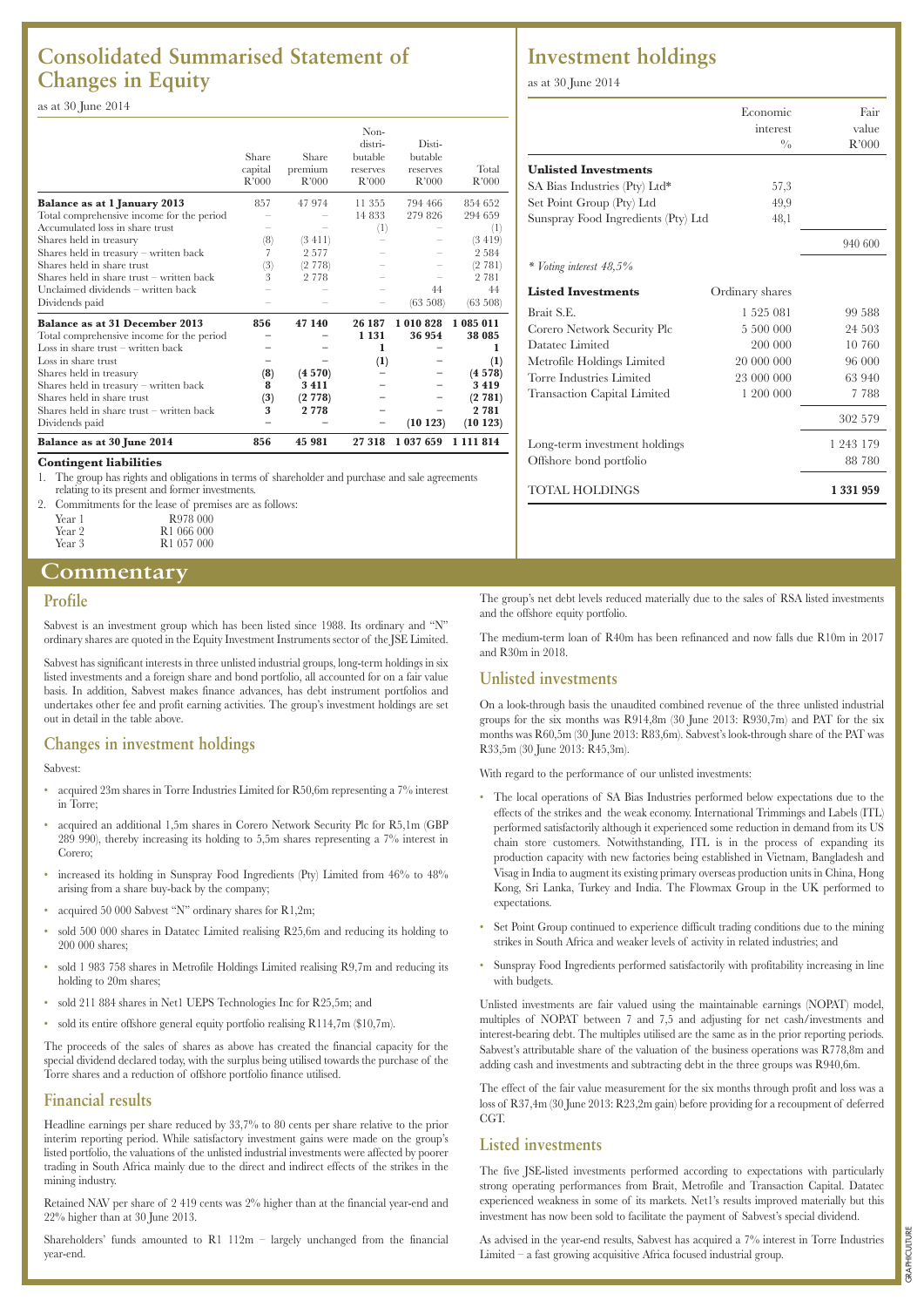## Consolidated Summarised Statement of Changes in Equity

as at 30 June 2014

| | Share capital R'000 | Share premium R'000 | Non-distributable reserves R'000 | Distributable reserves R'000 | Total R'000 |
|---|---|---|---|---|---|
| **Balance as at 1 January 2013** | 857 | 47 974 | 11 355 | 794 466 | 854 652 |
| Total comprehensive income for the period | – | – | 14 833 | 279 826 | 294 659 |
| Accumulated loss in share trust | – | – | (1) | – | (1) |
| Shares held in treasury | (8) | (3 411) | – | – | (3 419) |
| Shares held in treasury – written back | 7 | 2 577 | – | – | 2 584 |
| Shares held in share trust | (3) | (2 778) | – | – | (2 781) |
| Shares held in share trust – written back | 3 | 2 778 | – | – | 2 781 |
| Unclaimed dividends – written back | – | – | – | 44 | 44 |
| Dividends paid | – | – | – | (63 508) | (63 508) |
| **Balance as at 31 December 2013** | **856** | **47 140** | **26 187** | **1 010 828** | **1 085 011** |
| Total comprehensive income for the period | **–** | **–** | **1 131** | **36 954** | **38 085** |
| Loss in share trust – written back | **–** | **–** | **1** | **–** | **1** |
| Loss in share trust | **–** | **–** | **(1)** | **–** | **(1)** |
| Shares held in treasury | **(8)** | **(4 570)** | **–** | **–** | **(4 578)** |
| Shares held in treasury – written back | **8** | **3 411** | **–** | **–** | **3 419** |
| Shares held in share trust | **(3)** | **(2 778)** | **–** | **–** | **(2 781)** |
| Shares held in share trust – written back | **3** | **2 778** | **–** | **–** | **2 781** |
| Dividends paid | **–** | **–** | **–** | **(10 123)** | **(10 123)** |
| **Balance as at 30 June 2014** | **856** | **45 981** | **27 318** | **1 037 659** | **1 111 814** |

**Contingent liabilities**

1. The group has rights and obligations in terms of shareholder and purchase and sale agreements relating to its present and former investments.
2. Commitments for the lease of premises are as follows:

| | |
|---|---|
| Year 1 | R978 000 |
| Year 2 | R1 066 000 |
| Year 3 | R1 057 000 |

## Investment holdings

as at 30 June 2014

| | Economic interest % | Fair value R'000 |
|---|---|---|
| **Unlisted Investments** | | |
| SA Bias Industries (Pty) Ltd* | 57,3 | |
| Set Point Group (Pty) Ltd | 49,9 | |
| Sunspray Food Ingredients (Pty) Ltd | 48,1 | |
| | | 940 600 |
| *\* Voting interest 48,5%* | | |
| **Listed Investments** | Ordinary shares | |
| Brait S.E. | 1 525 081 | 99 588 |
| Corero Network Security Plc | 5 500 000 | 24 503 |
| Datatec Limited | 200 000 | 10 760 |
| Metrofile Holdings Limited | 20 000 000 | 96 000 |
| Torre Industries Limited | 23 000 000 | 63 940 |
| Transaction Capital Limited | 1 200 000 | 7 788 |
| | | 302 579 |
| Long-term investment holdings | | 1 243 179 |
| Offshore bond portfolio | | 88 780 |
| TOTAL HOLDINGS | | **1 331 959** |

## Commentary

### Profile

Sabvest is an investment group which has been listed since 1988. Its ordinary and "N" ordinary shares are quoted in the Equity Investment Instruments sector of the JSE Limited.

Sabvest has significant interests in three unlisted industrial groups, long-term holdings in six listed investments and a foreign share and bond portfolio, all accounted for on a fair value basis. In addition, Sabvest makes finance advances, has debt instrument portfolios and undertakes other fee and profit earning activities. The group's investment holdings are set out in detail in the table above.

### Changes in investment holdings

Sabvest:

- acquired 23m shares in Torre Industries Limited for R50,6m representing a 7% interest in Torre;
- acquired an additional 1,5m shares in Corero Network Security Plc for R5,1m (GBP 289 990), thereby increasing its holding to 5,5m shares representing a 7% interest in Corero;
- increased its holding in Sunspray Food Ingredients (Pty) Limited from 46% to 48% arising from a share buy-back by the company;
- acquired 50 000 Sabvest "N" ordinary shares for R1,2m;
- sold 500 000 shares in Datatec Limited realising R25,6m and reducing its holding to 200 000 shares;
- sold 1 983 758 shares in Metrofile Holdings Limited realising R9,7m and reducing its holding to 20m shares;
- sold 211 884 shares in Net1 UEPS Technologies Inc for R25,5m; and
- sold its entire offshore general equity portfolio realising R114,7m ($10,7m).

The proceeds of the sales of shares as above has created the financial capacity for the special dividend declared today, with the surplus being utilised towards the purchase of the Torre shares and a reduction of offshore portfolio finance utilised.

### Financial results

Headline earnings per share reduced by 33,7% to 80 cents per share relative to the prior interim reporting period. While satisfactory investment gains were made on the group's listed portfolio, the valuations of the unlisted industrial investments were affected by poorer trading in South Africa mainly due to the direct and indirect effects of the strikes in the mining industry.

Retained NAV per share of 2 419 cents was 2% higher than at the financial year-end and 22% higher than at 30 June 2013.

Shareholders' funds amounted to R1 112m – largely unchanged from the financial year-end.

The group's net debt levels reduced materially due to the sales of RSA listed investments and the offshore equity portfolio.

The medium-term loan of R40m has been refinanced and now falls due R10m in 2017 and R30m in 2018.

### Unlisted investments

On a look-through basis the unaudited combined revenue of the three unlisted industrial groups for the six months was R914,8m (30 June 2013: R930,7m) and PAT for the six months was R60,5m (30 June 2013: R83,6m). Sabvest's look-through share of the PAT was R33,5m (30 June 2013: R45,3m).

With regard to the performance of our unlisted investments:

- The local operations of SA Bias Industries performed below expectations due to the effects of the strikes and the weak economy. International Trimmings and Labels (ITL) performed satisfactorily although it experienced some reduction in demand from its US chain store customers. Notwithstanding, ITL is in the process of expanding its production capacity with new factories being established in Vietnam, Bangladesh and Visag in India to augment its existing primary overseas production units in China, Hong Kong, Sri Lanka, Turkey and India. The Flowmax Group in the UK performed to expectations.
- Set Point Group continued to experience difficult trading conditions due to the mining strikes in South Africa and weaker levels of activity in related industries; and
- Sunspray Food Ingredients performed satisfactorily with profitability increasing in line with budgets.

Unlisted investments are fair valued using the maintainable earnings (NOPAT) model, multiples of NOPAT between 7 and 7,5 and adjusting for net cash/investments and interest-bearing debt. The multiples utilised are the same as in the prior reporting periods. Sabvest's attributable share of the valuation of the business operations was R778,8m and adding cash and investments and subtracting debt in the three groups was R940,6m.

The effect of the fair value measurement for the six months through profit and loss was a loss of R37,4m (30 June 2013: R23,2m gain) before providing for a recoupment of deferred CGT.

### Listed investments

The five JSE-listed investments performed according to expectations with particularly strong operating performances from Brait, Metrofile and Transaction Capital. Datatec experienced weakness in some of its markets. Net1's results improved materially but this investment has now been sold to facilitate the payment of Sabvest's special dividend.

As advised in the year-end results, Sabvest has acquired a 7% interest in Torre Industries Limited – a fast growing acquisitive Africa focused industrial group.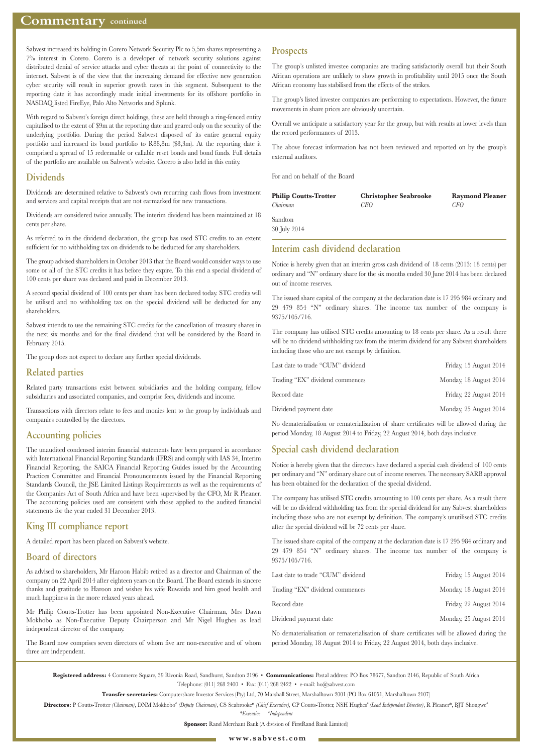# Commentary continued

Sabvest increased its holding in Corero Network Security Plc to 5,5m shares representing a 7% interest in Corero. Corero is a developer of network security solutions against distributed denial of service attacks and cyber threats at the point of connectivity to the internet. Sabvest is of the view that the increasing demand for effective new generation cyber security will result in superior growth rates in this segment. Subsequent to the reporting date it has accordingly made initial investments for its offshore portfolio in NASDAQ listed FireEye, Palo Alto Networks and Splunk.

With regard to Sabvest's foreign direct holdings, these are held through a ring-fenced entity capitalised to the extent of $9m at the reporting date and geared only on the security of the underlying portfolio. During the period Sabvest disposed of its entire general equity portfolio and increased its bond portfolio to R88,8m ($8,3m). At the reporting date it comprised a spread of 15 redeemable or callable reset bonds and bond funds. Full details of the portfolio are available on Sabvest's website. Corero is also held in this entity.

## Dividends

Dividends are determined relative to Sabvest's own recurring cash flows from investment and services and capital receipts that are not earmarked for new transactions.

Dividends are considered twice annually. The interim dividend has been maintained at 18 cents per share.

As referred to in the dividend declaration, the group has used STC credits to an extent sufficient for no withholding tax on dividends to be deducted for any shareholders.

The group advised shareholders in October 2013 that the Board would consider ways to use some or all of the STC credits it has before they expire. To this end a special dividend of 100 cents per share was declared and paid in December 2013.

A second special dividend of 100 cents per share has been declared today. STC credits will be utilised and no withholding tax on the special dividend will be deducted for any shareholders.

Sabvest intends to use the remaining STC credits for the cancellation of treasury shares in the next six months and for the final dividend that will be considered by the Board in February 2015.

The group does not expect to declare any further special dividends.

## Related parties

Related party transactions exist between subsidiaries and the holding company, fellow subsidiaries and associated companies, and comprise fees, dividends and income.

Transactions with directors relate to fees and monies lent to the group by individuals and companies controlled by the directors.

## Accounting policies

The unaudited condensed interim financial statements have been prepared in accordance with International Financial Reporting Standards (IFRS) and comply with IAS 34, Interim Financial Reporting, the SAICA Financial Reporting Guides issued by the Accounting Practices Committee and Financial Pronouncements issued by the Financial Reporting Standards Council, the JSE Limited Listings Requirements as well as the requirements of the Companies Act of South Africa and have been supervised by the CFO, Mr R Pleaner. The accounting policies used are consistent with those applied to the audited financial statements for the year ended 31 December 2013.

## King III compliance report

A detailed report has been placed on Sabvest's website.

## Board of directors

As advised to shareholders, Mr Haroon Habib retired as a director and Chairman of the company on 22 April 2014 after eighteen years on the Board. The Board extends its sincere thanks and gratitude to Haroon and wishes his wife Ruwaida and him good health and much happiness in the more relaxed years ahead.

Mr Philip Coutts-Trotter has been appointed Non-Executive Chairman, Mrs Dawn Mokhobo as Non-Executive Deputy Chairperson and Mr Nigel Hughes as lead independent director of the company.

The Board now comprises seven directors of whom five are non-executive and of whom three are independent.

## Prospects

The group's unlisted investee companies are trading satisfactorily overall but their South African operations are unlikely to show growth in profitability until 2015 once the South African economy has stabilised from the effects of the strikes.

The group's listed investee companies are performing to expectations. However, the future movements in share prices are obviously uncertain.

Overall we anticipate a satisfactory year for the group, but with results at lower levels than the record performances of 2013.

The above forecast information has not been reviewed and reported on by the group's external auditors.

For and on behalf of the Board

| **Philip Coutts-Trotter** | **Christopher Seabrooke** | **Raymond Pleaner** |
|---|---|---|
| *Chairman* | *CEO* | *CFO* |

Sandton
30 July 2014

## Interim cash dividend declaration

Notice is hereby given that an interim gross cash dividend of 18 cents (2013: 18 cents) per ordinary and "N" ordinary share for the six months ended 30 June 2014 has been declared out of income reserves.

The issued share capital of the company at the declaration date is 17 295 984 ordinary and 29 479 854 "N" ordinary shares. The income tax number of the company is 9375/105/716.

The company has utilised STC credits amounting to 18 cents per share. As a result there will be no dividend withholding tax from the interim dividend for any Sabvest shareholders including those who are not exempt by definition.

| | |
|---|---|
| Last date to trade "CUM" dividend | Friday, 15 August 2014 |
| Trading "EX" dividend commences | Monday, 18 August 2014 |
| Record date | Friday, 22 August 2014 |
| Dividend payment date | Monday, 25 August 2014 |

No dematerialisation or rematerialisation of share certificates will be allowed during the period Monday, 18 August 2014 to Friday, 22 August 2014, both days inclusive.

## Special cash dividend declaration

Notice is hereby given that the directors have declared a special cash dividend of 100 cents per ordinary and "N" ordinary share out of income reserves. The necessary SARB approval has been obtained for the declaration of the special dividend.

The company has utilised STC credits amounting to 100 cents per share. As a result there will be no dividend withholding tax from the special dividend for any Sabvest shareholders including those who are not exempt by definition. The company's unutilised STC credits after the special dividend will be 72 cents per share.

The issued share capital of the company at the declaration date is 17 295 984 ordinary and 29 479 854 "N" ordinary shares. The income tax number of the company is 9375/105/716.

| | |
|---|---|
| Last date to trade "CUM" dividend | Friday, 15 August 2014 |
| Trading "EX" dividend commences | Monday, 18 August 2014 |
| Record date | Friday, 22 August 2014 |
| Dividend payment date | Monday, 25 August 2014 |

No dematerialisation or rematerialisation of share certificates will be allowed during the period Monday, 18 August 2014 to Friday, 22 August 2014, both days inclusive.

**Registered address:** 4 Commerce Square, 39 Rivonia Road, Sandhurst, Sandton 2196 • **Communications:** Postal address: PO Box 78677, Sandton 2146, Republic of South Africa
Telephone: (011) 268 2400 • Fax: (011) 268 2422 • e-mail: ho@sabvest.com

**Transfer secretaries:** Computershare Investor Services (Pty) Ltd, 70 Marshall Street, Marshalltown 2001 (PO Box 61051, Marshalltown 2107)

**Directors:** P Coutts-Trotter *(Chairman)*, DNM Mokhobo# *(Deputy Chairman)*, CS Seabrooke* *(Chief Executive)*, CP Coutts-Trotter, NSH Hughes# *(Lead Independent Director)*, R Pleaner*, BJT Shongwe#
*\*Executive #Independent*

**Sponsor:** Rand Merchant Bank (A division of FirstRand Bank Limited)

**www.sabvest.com**